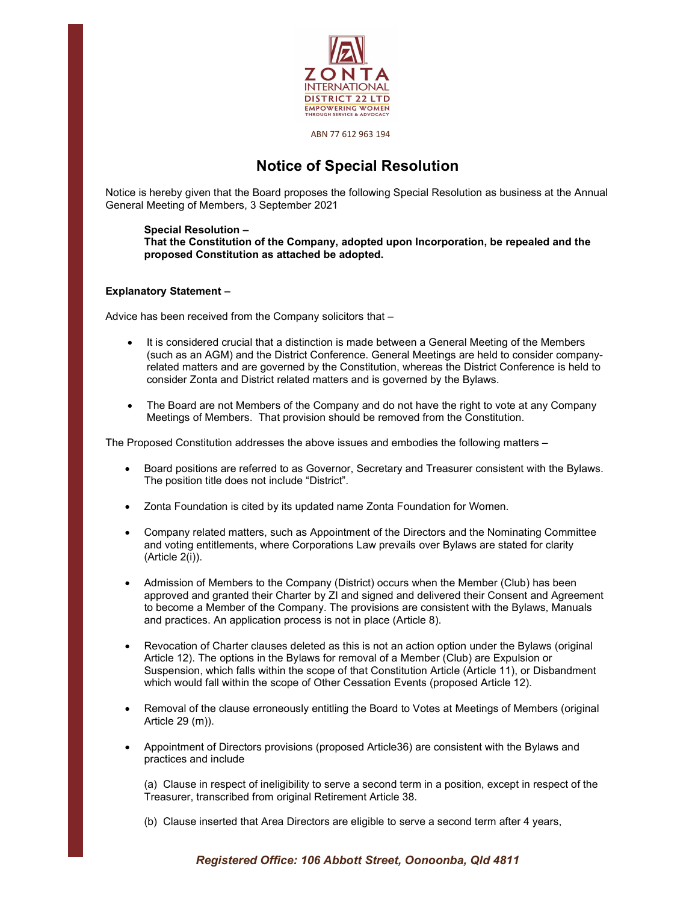ZONTA INTERNATIONAL DISTRICT 22 LTD
EMPOWERING WOMEN THROUGH SERVICE & ADVOCACY

ABN 77 612 963 194

# Notice of Special Resolution

Notice is hereby given that the Board proposes the following Special Resolution as business at the Annual General Meeting of Members, 3 September 2021

> **Special Resolution –**
> **That the Constitution of the Company, adopted upon Incorporation, be repealed and the proposed Constitution as attached be adopted.**

**Explanatory Statement –**

Advice has been received from the Company solicitors that –

- It is considered crucial that a distinction is made between a General Meeting of the Members (such as an AGM) and the District Conference. General Meetings are held to consider company-related matters and are governed by the Constitution, whereas the District Conference is held to consider Zonta and District related matters and is governed by the Bylaws.
- The Board are not Members of the Company and do not have the right to vote at any Company Meetings of Members. That provision should be removed from the Constitution.

The Proposed Constitution addresses the above issues and embodies the following matters –

- Board positions are referred to as Governor, Secretary and Treasurer consistent with the Bylaws. The position title does not include "District".
- Zonta Foundation is cited by its updated name Zonta Foundation for Women.
- Company related matters, such as Appointment of the Directors and the Nominating Committee and voting entitlements, where Corporations Law prevails over Bylaws are stated for clarity (Article 2(i)).
- Admission of Members to the Company (District) occurs when the Member (Club) has been approved and granted their Charter by ZI and signed and delivered their Consent and Agreement to become a Member of the Company. The provisions are consistent with the Bylaws, Manuals and practices. An application process is not in place (Article 8).
- Revocation of Charter clauses deleted as this is not an action option under the Bylaws (original Article 12). The options in the Bylaws for removal of a Member (Club) are Expulsion or Suspension, which falls within the scope of that Constitution Article (Article 11), or Disbandment which would fall within the scope of Other Cessation Events (proposed Article 12).
- Removal of the clause erroneously entitling the Board to Votes at Meetings of Members (original Article 29 (m)).
- Appointment of Directors provisions (proposed Article36) are consistent with the Bylaws and practices and include

  (a) Clause in respect of ineligibility to serve a second term in a position, except in respect of the Treasurer, transcribed from original Retirement Article 38.

  (b) Clause inserted that Area Directors are eligible to serve a second term after 4 years,

*Registered Office: 106 Abbott Street, Oonoonba, Qld 4811*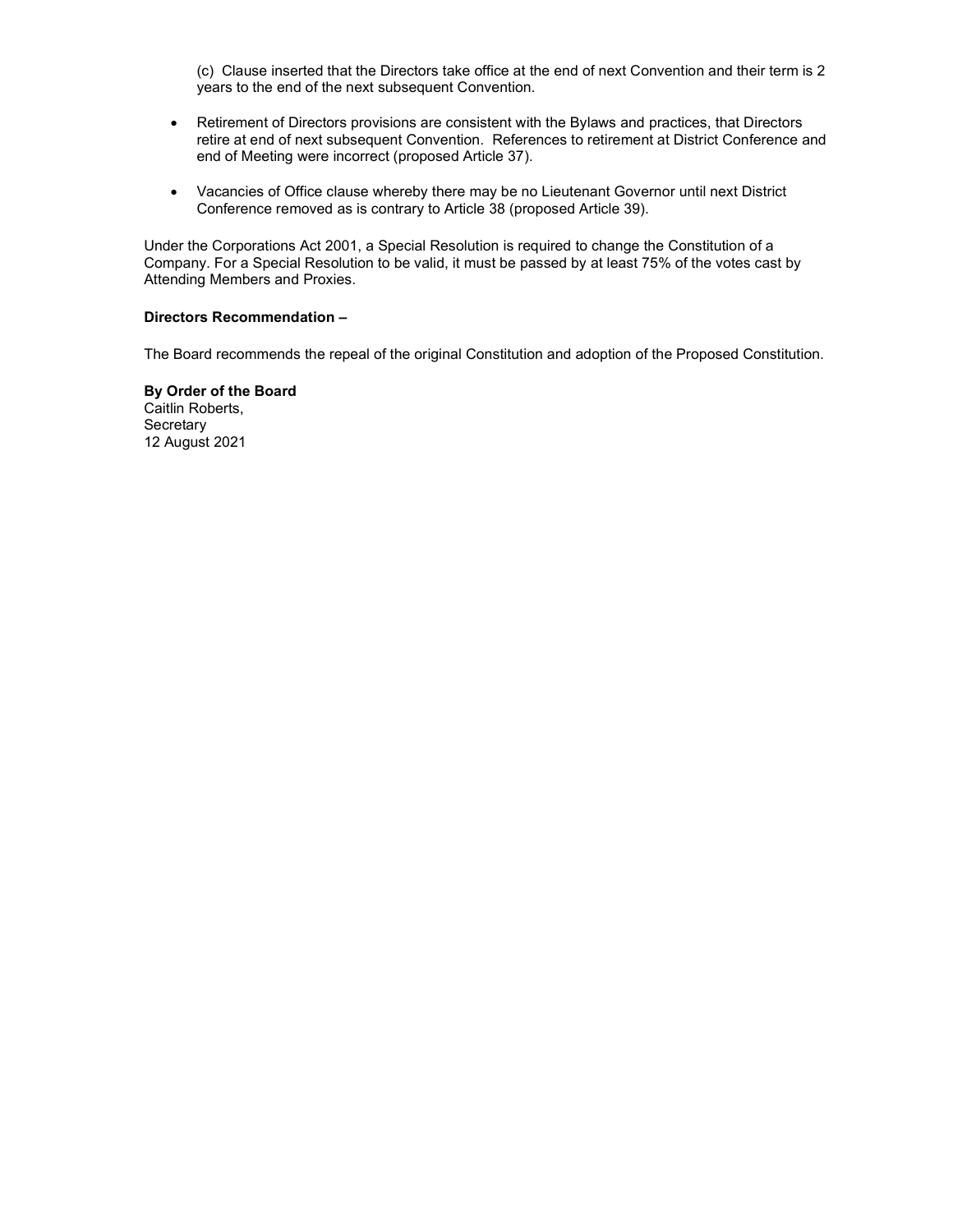(c) Clause inserted that the Directors take office at the end of next Convention and their term is 2 years to the end of the next subsequent Convention.

- Retirement of Directors provisions are consistent with the Bylaws and practices, that Directors retire at end of next subsequent Convention. References to retirement at District Conference and end of Meeting were incorrect (proposed Article 37).
- Vacancies of Office clause whereby there may be no Lieutenant Governor until next District Conference removed as is contrary to Article 38 (proposed Article 39).

Under the Corporations Act 2001, a Special Resolution is required to change the Constitution of a Company. For a Special Resolution to be valid, it must be passed by at least 75% of the votes cast by Attending Members and Proxies.

**Directors Recommendation –**

The Board recommends the repeal of the original Constitution and adoption of the Proposed Constitution.

**By Order of the Board**
Caitlin Roberts,
Secretary
12 August 2021